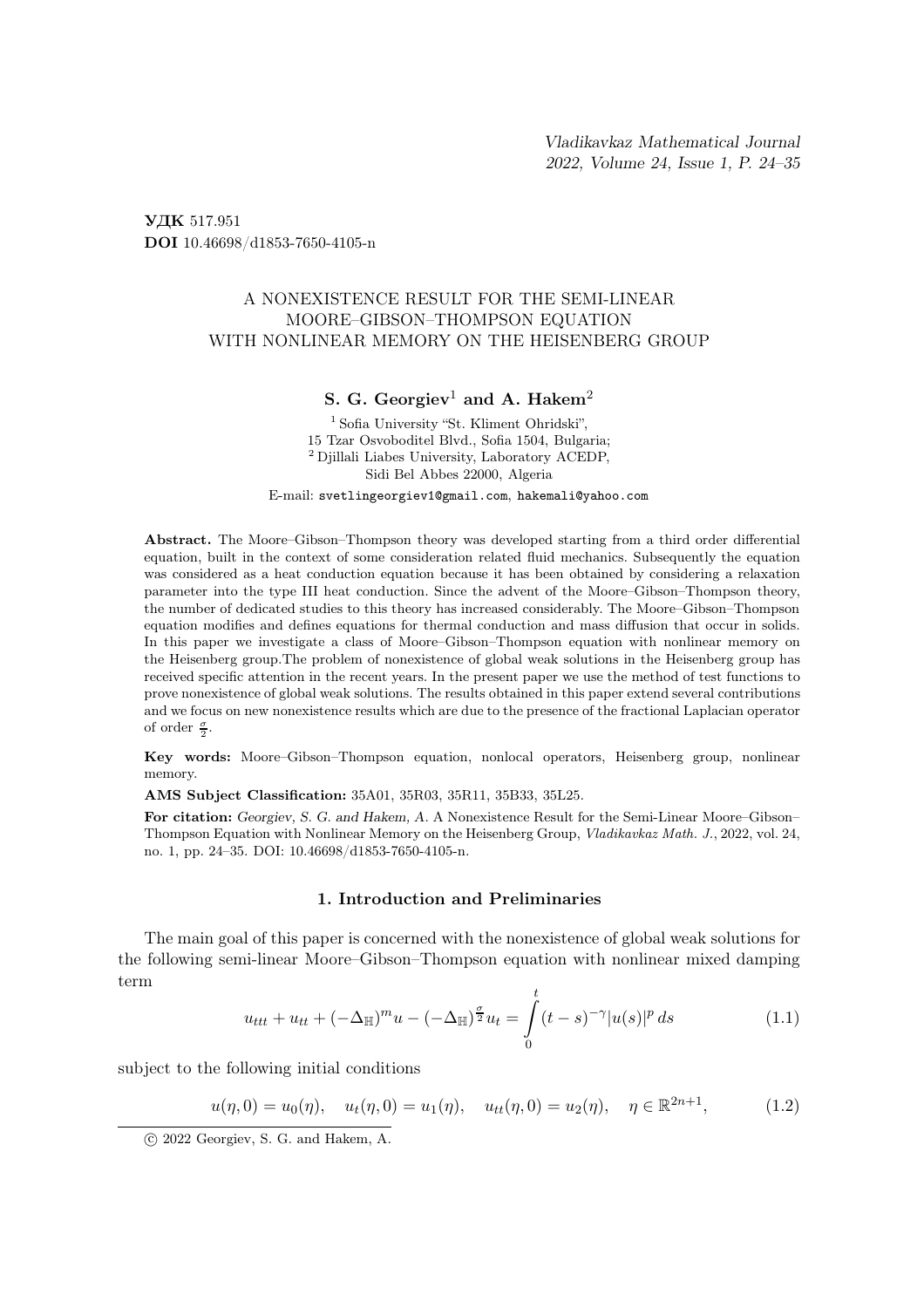**УДК** 517.951
**DOI** 10.46698/d1853-7650-4105-n

# A NONEXISTENCE RESULT FOR THE SEMI-LINEAR MOORE–GIBSON–THOMPSON EQUATION WITH NONLINEAR MEMORY ON THE HEISENBERG GROUP

**S. G. Georgiev**[1] **and A. Hakem**[2]

[1] Sofia University "St. Kliment Ohridski",
15 Tzar Osvoboditel Blvd., Sofia 1504, Bulgaria;
[2] Djillali Liabes University, Laboratory ACEDP,
Sidi Bel Abbes 22000, Algeria

E-mail: svetlingeorgiev1@gmail.com, hakemali@yahoo.com

**Abstract.** The Moore–Gibson–Thompson theory was developed starting from a third order differential equation, built in the context of some consideration related fluid mechanics. Subsequently the equation was considered as a heat conduction equation because it has been obtained by considering a relaxation parameter into the type III heat conduction. Since the advent of the Moore–Gibson–Thompson theory, the number of dedicated studies to this theory has increased considerably. The Moore–Gibson–Thompson equation modifies and defines equations for thermal conduction and mass diffusion that occur in solids. In this paper we investigate a class of Moore–Gibson–Thompson equation with nonlinear memory on the Heisenberg group.The problem of nonexistence of global weak solutions in the Heisenberg group has received specific attention in the recent years. In the present paper we use the method of test functions to prove nonexistence of global weak solutions. The results obtained in this paper extend several contributions and we focus on new nonexistence results which are due to the presence of the fractional Laplacian operator of order $\frac{\sigma}{2}$.

**Key words:** Moore–Gibson–Thompson equation, nonlocal operators, Heisenberg group, nonlinear memory.

**AMS Subject Classification:** 35A01, 35R03, 35R11, 35B33, 35L25.

**For citation:** *Georgiev, S. G. and Hakem, A.* A Nonexistence Result for the Semi-Linear Moore–Gibson–Thompson Equation with Nonlinear Memory on the Heisenberg Group, *Vladikavkaz Math. J.*, 2022, vol. 24, no. 1, pp. 24–35. DOI: 10.46698/d1853-7650-4105-n.

## 1. Introduction and Preliminaries

The main goal of this paper is concerned with the nonexistence of global weak solutions for the following semi-linear Moore–Gibson–Thompson equation with nonlinear mixed damping term

$$u_{ttt} + u_{tt} + (-\Delta_{\mathbb{H}})^m u - (-\Delta_{\mathbb{H}})^{\frac{\sigma}{2}} u_t = \int\limits_0^t (t-s)^{-\gamma} |u(s)|^p \, ds \tag{1.1}$$

subject to the following initial conditions

$$u(\eta, 0) = u_0(\eta), \quad u_t(\eta, 0) = u_1(\eta), \quad u_{tt}(\eta, 0) = u_2(\eta), \quad \eta \in \mathbb{R}^{2n+1}, \tag{1.2}$$

© 2022 Georgiev, S. G. and Hakem, A.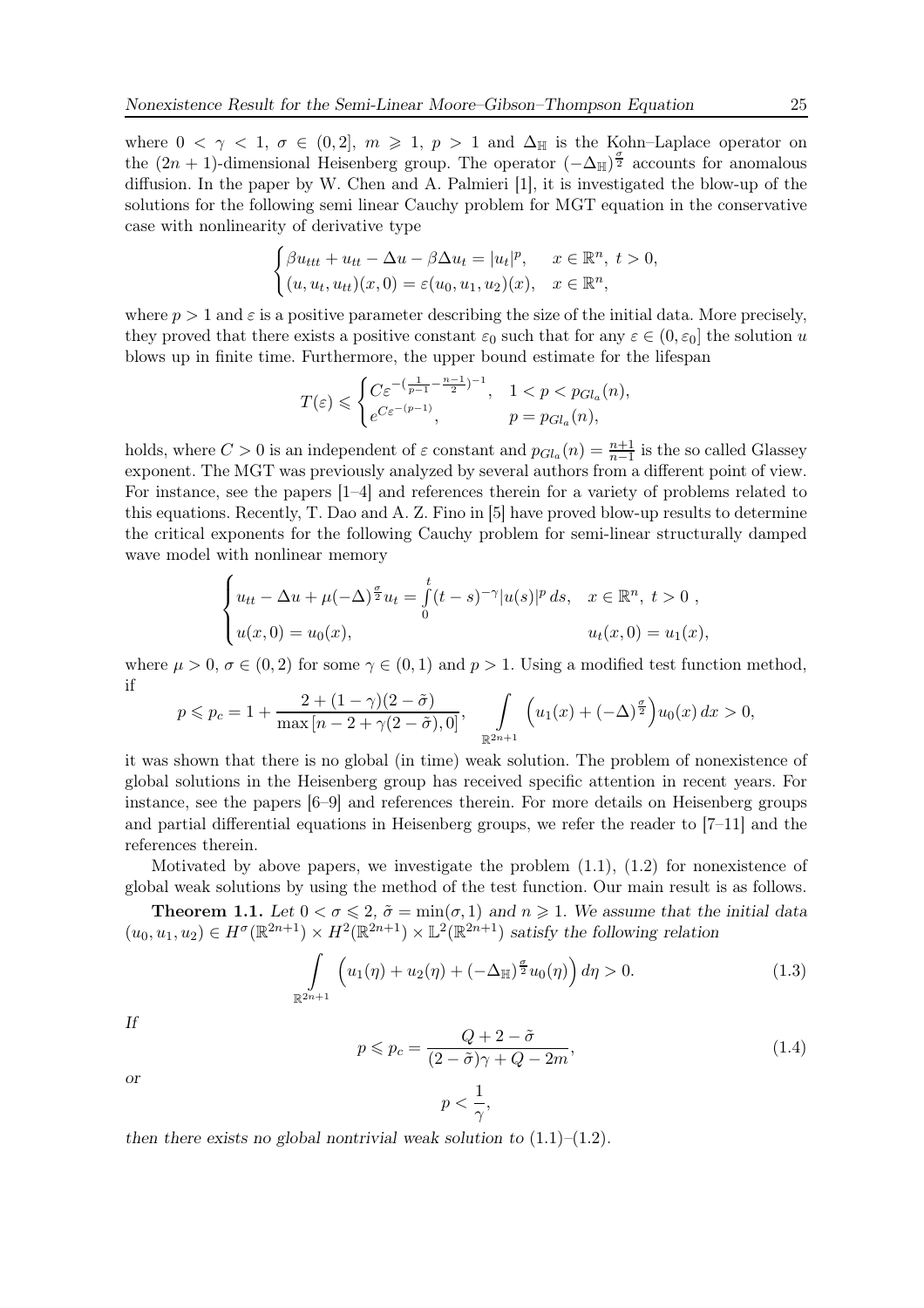where $0 < \gamma < 1$, $\sigma \in (0, 2]$, $m \geqslant 1$, $p > 1$ and $\Delta_{\mathbb{H}}$ is the Kohn–Laplace operator on the $(2n+1)$-dimensional Heisenberg group. The operator $(-\Delta_{\mathbb{H}})^{\frac{\sigma}{2}}$ accounts for anomalous diffusion. In the paper by W. Chen and A. Palmieri [1], it is investigated the blow-up of the solutions for the following semi linear Cauchy problem for MGT equation in the conservative case with nonlinearity of derivative type

$$
\begin{cases}
\beta u_{ttt} + u_{tt} - \Delta u - \beta \Delta u_t = |u_t|^p, & x \in \mathbb{R}^n,\ t > 0, \\
(u, u_t, u_{tt})(x, 0) = \varepsilon(u_0, u_1, u_2)(x), & x \in \mathbb{R}^n,
\end{cases}
$$

where $p > 1$ and $\varepsilon$ is a positive parameter describing the size of the initial data. More precisely, they proved that there exists a positive constant $\varepsilon_0$ such that for any $\varepsilon \in (0, \varepsilon_0]$ the solution $u$ blows up in finite time. Furthermore, the upper bound estimate for the lifespan

$$
T(\varepsilon) \leqslant
\begin{cases}
C\varepsilon^{-\left(\frac{1}{p-1} - \frac{n-1}{2}\right)^{-1}}, & 1 < p < p_{Gl_a}(n), \\
e^{C\varepsilon^{-(p-1)}}, & p = p_{Gl_a}(n),
\end{cases}
$$

holds, where $C > 0$ is an independent of $\varepsilon$ constant and $p_{Gl_a}(n) = \frac{n+1}{n-1}$ is the so called Glassey exponent. The MGT was previously analyzed by several authors from a different point of view. For instance, see the papers [1–4] and references therein for a variety of problems related to this equations. Recently, T. Dao and A. Z. Fino in [5] have proved blow-up results to determine the critical exponents for the following Cauchy problem for semi-linear structurally damped wave model with nonlinear memory

$$
\begin{cases}
u_{tt} - \Delta u + \mu(-\Delta)^{\frac{\sigma}{2}} u_t = \int\limits_0^t (t-s)^{-\gamma} |u(s)|^p \, ds, & x \in \mathbb{R}^n,\ t > 0\ , \\
u(x, 0) = u_0(x), & u_t(x, 0) = u_1(x),
\end{cases}
$$

where $\mu > 0$, $\sigma \in (0, 2)$ for some $\gamma \in (0, 1)$ and $p > 1$. Using a modified test function method, if

$$
p \leqslant p_c = 1 + \frac{2 + (1-\gamma)(2-\tilde{\sigma})}{\max\left[n - 2 + \gamma(2 - \tilde{\sigma}), 0\right]}, \qquad \int\limits_{\mathbb{R}^{2n+1}} \left(u_1(x) + (-\Delta)^{\frac{\sigma}{2}}\right) u_0(x) \, dx > 0,
$$

it was shown that there is no global (in time) weak solution. The problem of nonexistence of global solutions in the Heisenberg group has received specific attention in recent years. For instance, see the papers [6–9] and references therein. For more details on Heisenberg groups and partial differential equations in Heisenberg groups, we refer the reader to [7–11] and the references therein.

Motivated by above papers, we investigate the problem (1.1), (1.2) for nonexistence of global weak solutions by using the method of the test function. Our main result is as follows.

**Theorem 1.1.** *Let $0 < \sigma \leqslant 2$, $\tilde{\sigma} = \min(\sigma, 1)$ and $n \geqslant 1$. We assume that the initial data $(u_0, u_1, u_2) \in H^\sigma(\mathbb{R}^{2n+1}) \times H^2(\mathbb{R}^{2n+1}) \times \mathbb{L}^2(\mathbb{R}^{2n+1})$ satisfy the following relation*

$$
\int\limits_{\mathbb{R}^{2n+1}} \left(u_1(\eta) + u_2(\eta) + (-\Delta_{\mathbb{H}})^{\frac{\sigma}{2}} u_0(\eta)\right) d\eta > 0. \tag{1.3}
$$

*If*

$$
p \leqslant p_c = \frac{Q + 2 - \tilde{\sigma}}{(2 - \tilde{\sigma})\gamma + Q - 2m}, \tag{1.4}
$$

*or*

$$
p < \frac{1}{\gamma},
$$

*then there exists no global nontrivial weak solution to* (1.1)–(1.2).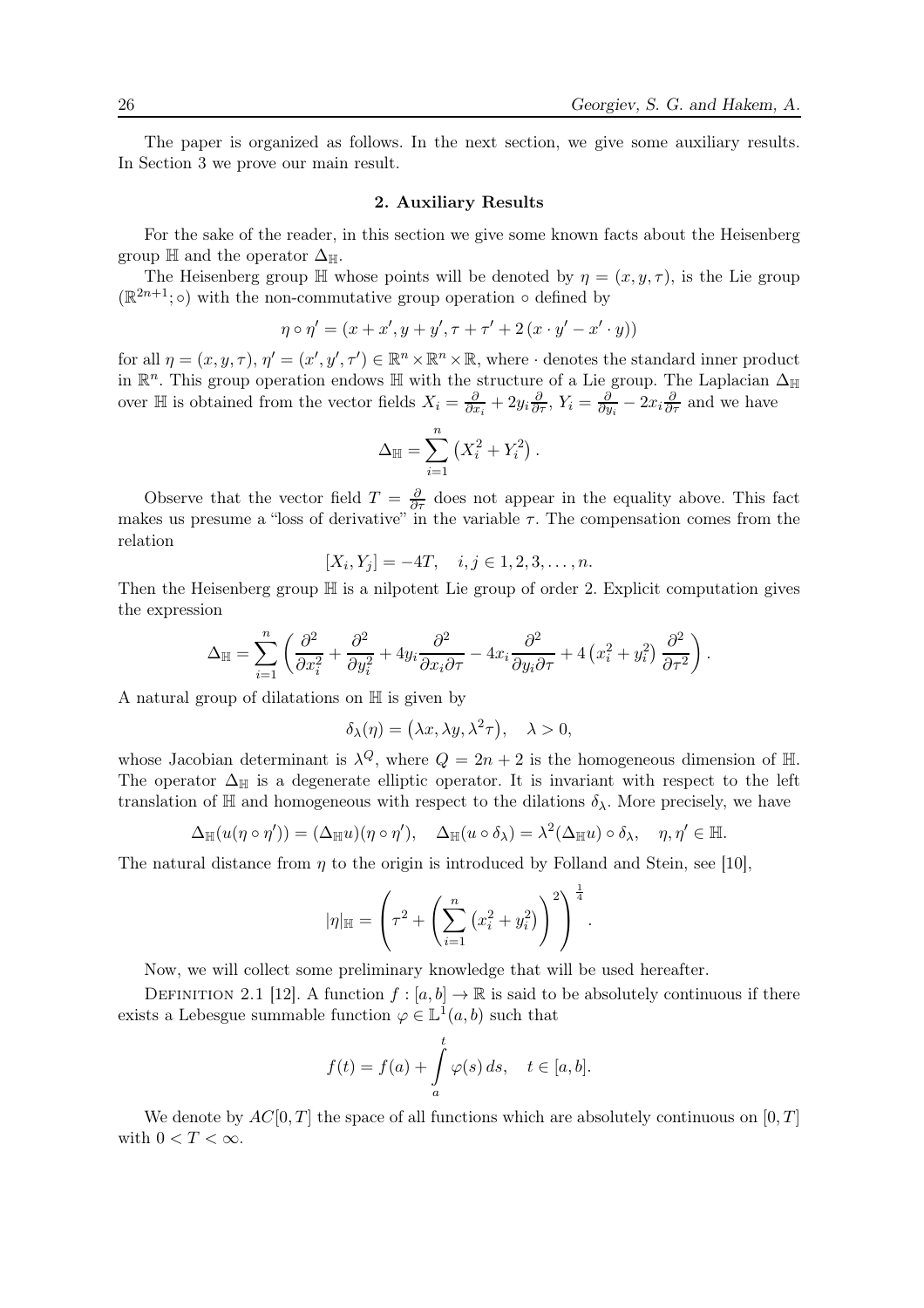The paper is organized as follows. In the next section, we give some auxiliary results. In Section 3 we prove our main result.

## 2. Auxiliary Results

For the sake of the reader, in this section we give some known facts about the Heisenberg group $\mathbb{H}$ and the operator $\Delta_{\mathbb{H}}$.

The Heisenberg group $\mathbb{H}$ whose points will be denoted by $\eta = (x, y, \tau)$, is the Lie group $(\mathbb{R}^{2n+1}; \circ)$ with the non-commutative group operation $\circ$ defined by

$$\eta \circ \eta' = (x + x', y + y', \tau + \tau' + 2\,(x \cdot y' - x' \cdot y))$$

for all $\eta = (x, y, \tau)$, $\eta' = (x', y', \tau') \in \mathbb{R}^n \times \mathbb{R}^n \times \mathbb{R}$, where $\cdot$ denotes the standard inner product in $\mathbb{R}^n$. This group operation endows $\mathbb{H}$ with the structure of a Lie group. The Laplacian $\Delta_{\mathbb{H}}$ over $\mathbb{H}$ is obtained from the vector fields $X_i = \frac{\partial}{\partial x_i} + 2y_i \frac{\partial}{\partial \tau}$, $Y_i = \frac{\partial}{\partial y_i} - 2x_i \frac{\partial}{\partial \tau}$ and we have

$$\Delta_{\mathbb{H}} = \sum_{i=1}^{n} \left( X_i^2 + Y_i^2 \right).$$

Observe that the vector field $T = \frac{\partial}{\partial \tau}$ does not appear in the equality above. This fact makes us presume a "loss of derivative" in the variable $\tau$. The compensation comes from the relation

$$[X_i, Y_j] = -4T, \quad i, j \in 1, 2, 3, \ldots, n.$$

Then the Heisenberg group $\mathbb{H}$ is a nilpotent Lie group of order 2. Explicit computation gives the expression

$$\Delta_{\mathbb{H}} = \sum_{i=1}^{n} \left( \frac{\partial^2}{\partial x_i^2} + \frac{\partial^2}{\partial y_i^2} + 4y_i \frac{\partial^2}{\partial x_i \partial \tau} - 4x_i \frac{\partial^2}{\partial y_i \partial \tau} + 4\left(x_i^2 + y_i^2\right) \frac{\partial^2}{\partial \tau^2} \right).$$

A natural group of dilatations on $\mathbb{H}$ is given by

$$\delta_\lambda(\eta) = \left(\lambda x, \lambda y, \lambda^2 \tau\right), \quad \lambda > 0,$$

whose Jacobian determinant is $\lambda^Q$, where $Q = 2n + 2$ is the homogeneous dimension of $\mathbb{H}$. The operator $\Delta_{\mathbb{H}}$ is a degenerate elliptic operator. It is invariant with respect to the left translation of $\mathbb{H}$ and homogeneous with respect to the dilations $\delta_\lambda$. More precisely, we have

$$\Delta_{\mathbb{H}}(u(\eta \circ \eta')) = (\Delta_{\mathbb{H}} u)(\eta \circ \eta'), \quad \Delta_{\mathbb{H}}(u \circ \delta_\lambda) = \lambda^2 (\Delta_{\mathbb{H}} u) \circ \delta_\lambda, \quad \eta, \eta' \in \mathbb{H}.$$

The natural distance from $\eta$ to the origin is introduced by Folland and Stein, see [10],

$$|\eta|_{\mathbb{H}} = \left( \tau^2 + \left( \sum_{i=1}^{n} \left(x_i^2 + y_i^2\right) \right)^2 \right)^{\frac{1}{4}}.$$

Now, we will collect some preliminary knowledge that will be used hereafter.

Definition 2.1 [12]. A function $f : [a, b] \to \mathbb{R}$ is said to be absolutely continuous if there exists a Lebesgue summable function $\varphi \in \mathbb{L}^1(a, b)$ such that

$$f(t) = f(a) + \int_a^t \varphi(s)\, ds, \quad t \in [a, b].$$

We denote by $AC[0, T]$ the space of all functions which are absolutely continuous on $[0, T]$ with $0 < T < \infty$.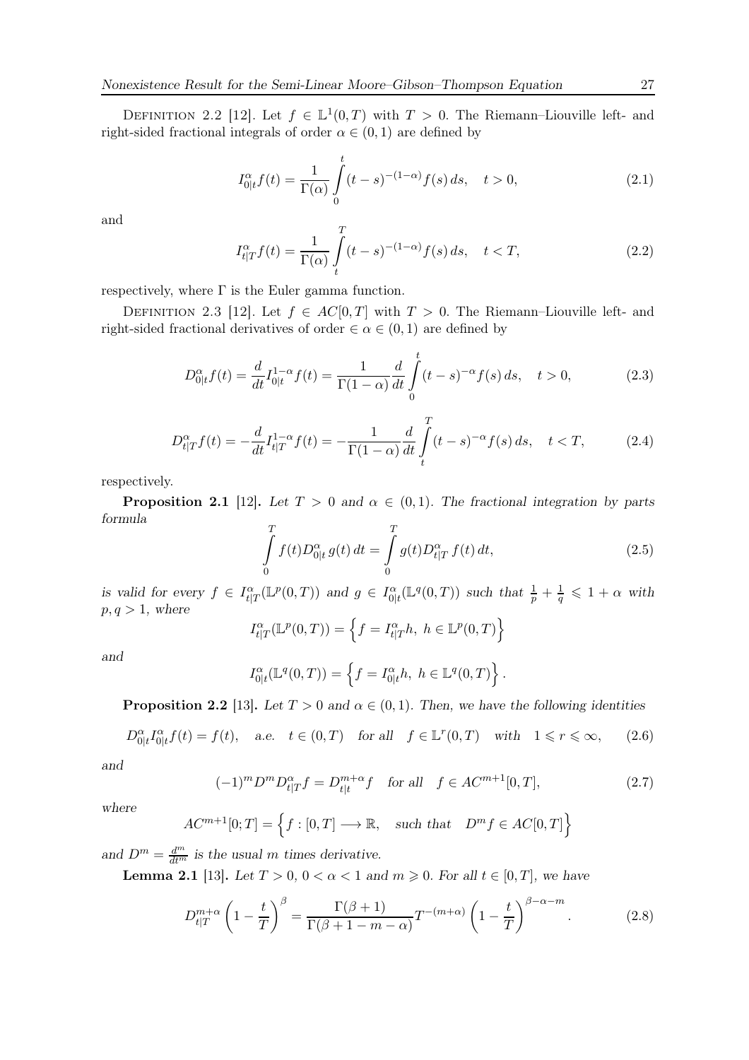Definition 2.2 [12]. Let $f \in \mathbb{L}^1(0,T)$ with $T > 0$. The Riemann–Liouville left- and right-sided fractional integrals of order $\alpha \in (0,1)$ are defined by

$$I^{\alpha}_{0|t} f(t) = \frac{1}{\Gamma(\alpha)} \int_0^t (t-s)^{-(1-\alpha)} f(s)\, ds, \quad t > 0, \tag{2.1}$$

and

$$I^{\alpha}_{t|T} f(t) = \frac{1}{\Gamma(\alpha)} \int_t^T (t-s)^{-(1-\alpha)} f(s)\, ds, \quad t < T, \tag{2.2}$$

respectively, where $\Gamma$ is the Euler gamma function.

Definition 2.3 [12]. Let $f \in AC[0,T]$ with $T > 0$. The Riemann–Liouville left- and right-sided fractional derivatives of order $\in \alpha \in (0,1)$ are defined by

$$D^{\alpha}_{0|t} f(t) = \frac{d}{dt} I^{1-\alpha}_{0|t} f(t) = \frac{1}{\Gamma(1-\alpha)} \frac{d}{dt} \int_0^t (t-s)^{-\alpha} f(s)\, ds, \quad t > 0, \tag{2.3}$$

$$D^{\alpha}_{t|T} f(t) = -\frac{d}{dt} I^{1-\alpha}_{t|T} f(t) = -\frac{1}{\Gamma(1-\alpha)} \frac{d}{dt} \int_t^T (t-s)^{-\alpha} f(s)\, ds, \quad t < T, \tag{2.4}$$

respectively.

**Proposition 2.1** [12]. *Let $T > 0$ and $\alpha \in (0,1)$. The fractional integration by parts formula*

$$\int_0^T f(t) D^{\alpha}_{0|t}\, g(t)\, dt = \int_0^T g(t) D^{\alpha}_{t|T}\, f(t)\, dt, \tag{2.5}$$

*is valid for every $f \in I^{\alpha}_{t|T}(\mathbb{L}^p(0,T))$ and $g \in I^{\alpha}_{0|t}(\mathbb{L}^q(0,T))$ such that $\frac{1}{p} + \frac{1}{q} \leqslant 1 + \alpha$ with $p, q > 1$, where*

$$I^{\alpha}_{t|T}(\mathbb{L}^p(0,T)) = \left\{ f = I^{\alpha}_{t|T} h,\ h \in \mathbb{L}^p(0,T) \right\}$$

*and*

$$I^{\alpha}_{0|t}(\mathbb{L}^q(0,T)) = \left\{ f = I^{\alpha}_{0|t} h,\ h \in \mathbb{L}^q(0,T) \right\}.$$

**Proposition 2.2** [13]. *Let $T > 0$ and $\alpha \in (0,1)$. Then, we have the following identities*

$$D^{\alpha}_{0|t} I^{\alpha}_{0|t} f(t) = f(t), \quad \text{a.e.} \quad t \in (0,T) \quad \text{for all} \quad f \in \mathbb{L}^r(0,T) \quad \text{with} \quad 1 \leqslant r \leqslant \infty, \tag{2.6}$$

*and*

$$(-1)^m D^m D^{\alpha}_{t|T} f = D^{m+\alpha}_{t|t} f \quad \text{for all} \quad f \in AC^{m+1}[0,T], \tag{2.7}$$

*where*

$$AC^{m+1}[0;T] = \left\{ f : [0,T] \longrightarrow \mathbb{R}, \quad \text{such that} \quad D^m f \in AC[0,T] \right\}$$

*and $D^m = \frac{d^m}{dt^m}$ is the usual $m$ times derivative.*

**Lemma 2.1** [13]. *Let $T > 0$, $0 < \alpha < 1$ and $m \geqslant 0$. For all $t \in [0,T]$, we have*

$$D^{m+\alpha}_{t|T} \left( 1 - \frac{t}{T} \right)^{\beta} = \frac{\Gamma(\beta+1)}{\Gamma(\beta+1-m-\alpha)} T^{-(m+\alpha)} \left( 1 - \frac{t}{T} \right)^{\beta-\alpha-m}. \tag{2.8}$$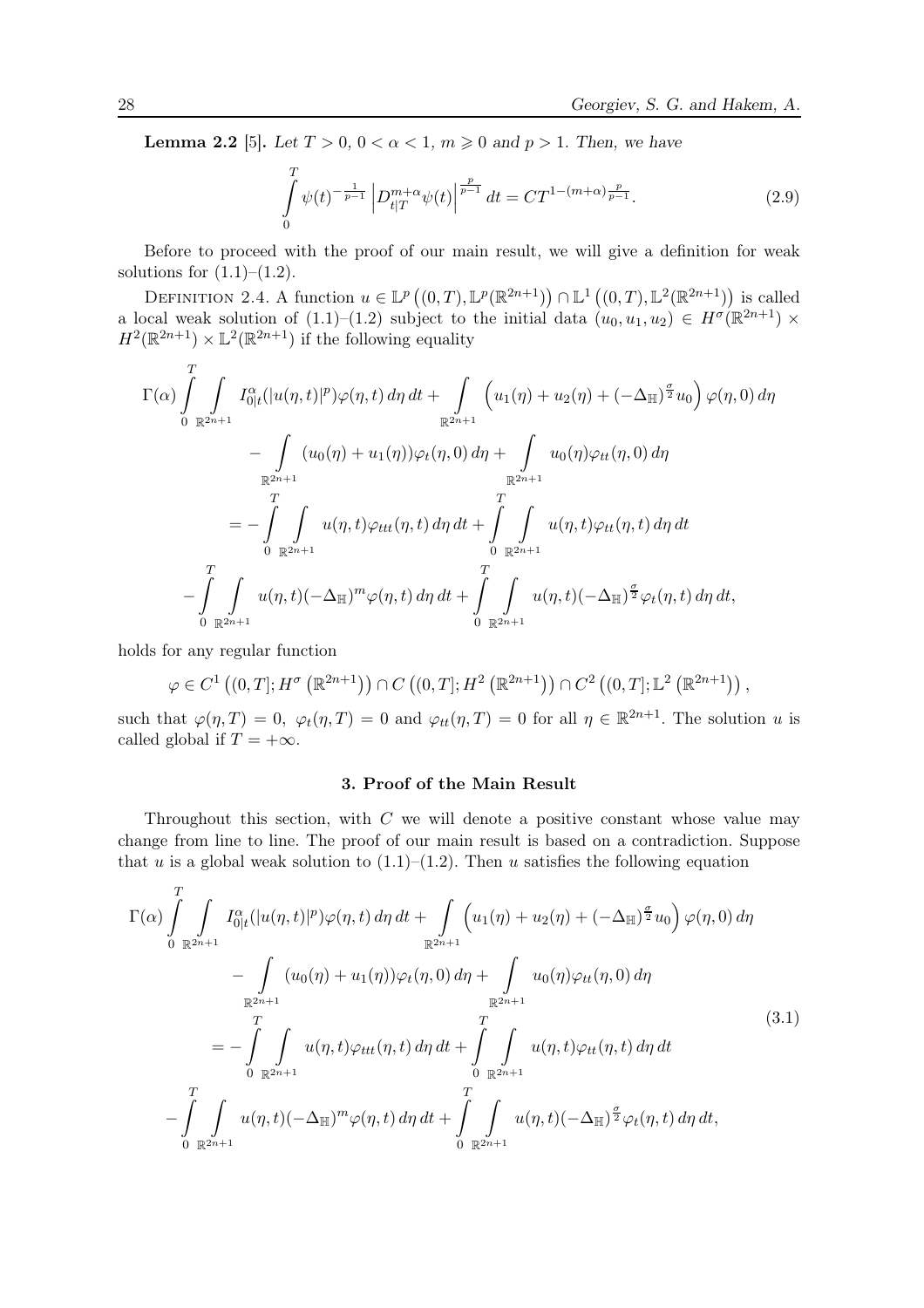**Lemma 2.2** [5]. *Let $T > 0$, $0 < \alpha < 1$, $m \geqslant 0$ and $p > 1$. Then, we have*

$$\int_0^T \psi(t)^{-\frac{1}{p-1}} \left| D_{t|T}^{m+\alpha} \psi(t) \right|^{\frac{p}{p-1}} dt = CT^{1-(m+\alpha)\frac{p}{p-1}}. \tag{2.9}$$

Before to proceed with the proof of our main result, we will give a definition for weak solutions for (1.1)–(1.2).

Definition 2.4. A function $u \in \mathbb{L}^p\left((0,T), \mathbb{L}^p(\mathbb{R}^{2n+1})\right) \cap \mathbb{L}^1\left((0,T), \mathbb{L}^2(\mathbb{R}^{2n+1})\right)$ is called a local weak solution of (1.1)–(1.2) subject to the initial data $(u_0, u_1, u_2) \in H^\sigma(\mathbb{R}^{2n+1}) \times H^2(\mathbb{R}^{2n+1}) \times \mathbb{L}^2(\mathbb{R}^{2n+1})$ if the following equality

$$\begin{aligned}
\Gamma(\alpha) \int_0^T \int_{\mathbb{R}^{2n+1}} I_{0|t}^\alpha(|u(\eta,t)|^p)\varphi(\eta,t)\, d\eta\, dt + \int_{\mathbb{R}^{2n+1}} \left(u_1(\eta) + u_2(\eta) + (-\Delta_{\mathbb{H}})^{\frac{\sigma}{2}} u_0\right) \varphi(\eta, 0)\, d\eta \\
- \int_{\mathbb{R}^{2n+1}} (u_0(\eta) + u_1(\eta))\varphi_t(\eta,0)\, d\eta + \int_{\mathbb{R}^{2n+1}} u_0(\eta)\varphi_{tt}(\eta,0)\, d\eta \\
= -\int_0^T \int_{\mathbb{R}^{2n+1}} u(\eta,t)\varphi_{ttt}(\eta,t)\, d\eta\, dt + \int_0^T \int_{\mathbb{R}^{2n+1}} u(\eta,t)\varphi_{tt}(\eta,t)\, d\eta\, dt \\
- \int_0^T \int_{\mathbb{R}^{2n+1}} u(\eta,t)(-\Delta_{\mathbb{H}})^m \varphi(\eta,t)\, d\eta\, dt + \int_0^T \int_{\mathbb{R}^{2n+1}} u(\eta,t)(-\Delta_{\mathbb{H}})^{\frac{\sigma}{2}} \varphi_t(\eta,t)\, d\eta\, dt,
\end{aligned}$$

holds for any regular function

$$\varphi \in C^1\left((0,T]; H^\sigma\left(\mathbb{R}^{2n+1}\right)\right) \cap C\left((0,T]; H^2\left(\mathbb{R}^{2n+1}\right)\right) \cap C^2\left((0,T]; \mathbb{L}^2\left(\mathbb{R}^{2n+1}\right)\right),$$

such that $\varphi(\eta, T) = 0$, $\varphi_t(\eta,T) = 0$ and $\varphi_{tt}(\eta,T) = 0$ for all $\eta \in \mathbb{R}^{2n+1}$. The solution $u$ is called global if $T = +\infty$.

### 3. Proof of the Main Result

Throughout this section, with $C$ we will denote a positive constant whose value may change from line to line. The proof of our main result is based on a contradiction. Suppose that $u$ is a global weak solution to (1.1)–(1.2). Then $u$ satisfies the following equation

$$\begin{aligned}
\Gamma(\alpha) \int_0^T \int_{\mathbb{R}^{2n+1}} I_{0|t}^\alpha(|u(\eta,t)|^p)\varphi(\eta,t)\, d\eta\, dt + \int_{\mathbb{R}^{2n+1}} \left(u_1(\eta) + u_2(\eta) + (-\Delta_{\mathbb{H}})^{\frac{\sigma}{2}} u_0\right) \varphi(\eta, 0)\, d\eta \\
- \int_{\mathbb{R}^{2n+1}} (u_0(\eta) + u_1(\eta))\varphi_t(\eta,0)\, d\eta + \int_{\mathbb{R}^{2n+1}} u_0(\eta)\varphi_{tt}(\eta,0)\, d\eta \\
= -\int_0^T \int_{\mathbb{R}^{2n+1}} u(\eta,t)\varphi_{ttt}(\eta,t)\, d\eta\, dt + \int_0^T \int_{\mathbb{R}^{2n+1}} u(\eta,t)\varphi_{tt}(\eta,t)\, d\eta\, dt \\
- \int_0^T \int_{\mathbb{R}^{2n+1}} u(\eta,t)(-\Delta_{\mathbb{H}})^m \varphi(\eta,t)\, d\eta\, dt + \int_0^T \int_{\mathbb{R}^{2n+1}} u(\eta,t)(-\Delta_{\mathbb{H}})^{\frac{\sigma}{2}} \varphi_t(\eta,t)\, d\eta\, dt,
\end{aligned} \tag{3.1}$$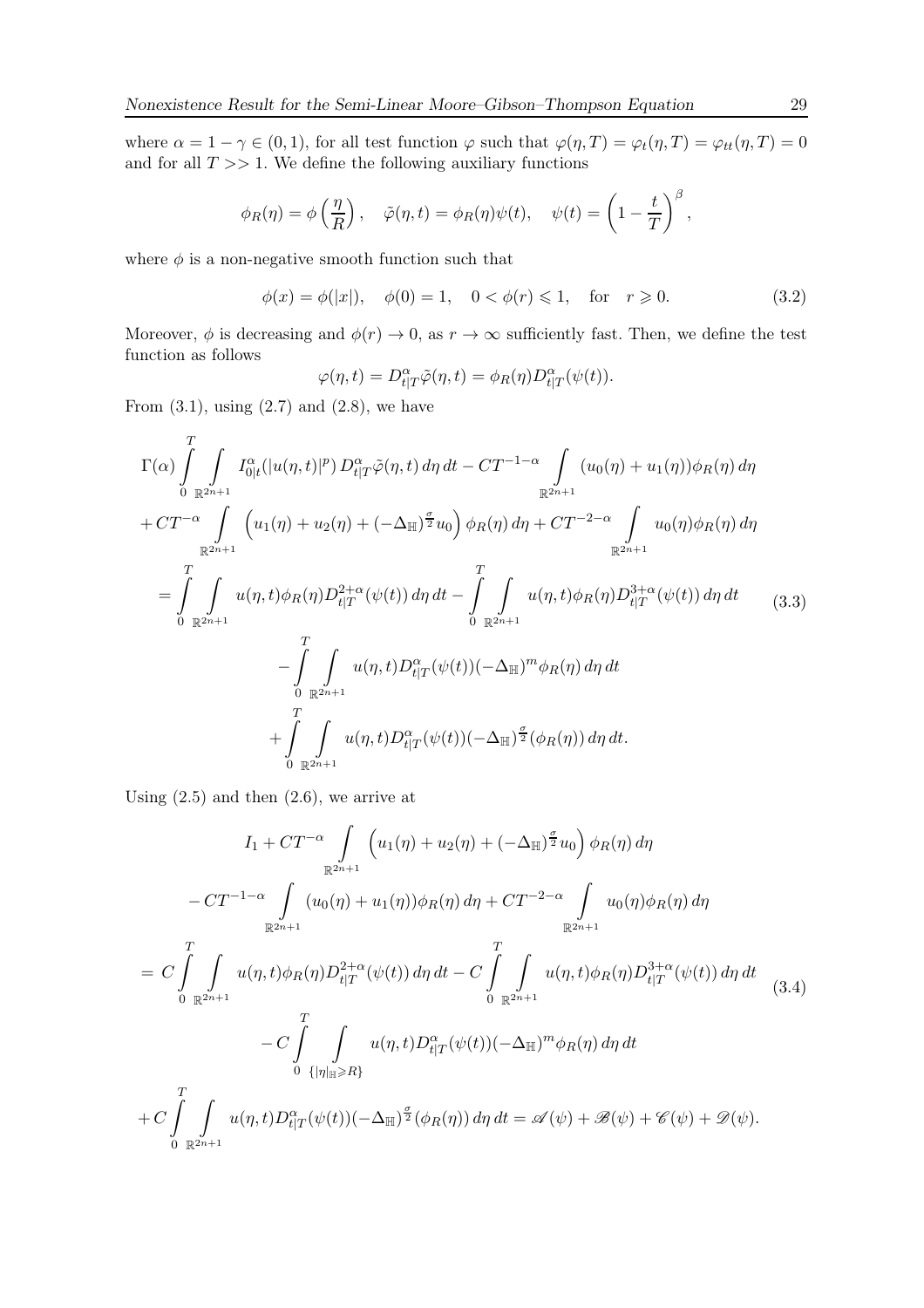where $\alpha = 1-\gamma \in (0,1)$, for all test function $\varphi$ such that $\varphi(\eta,T) = \varphi_t(\eta,T) = \varphi_{tt}(\eta,T) = 0$ and for all $T >> 1$. We define the following auxiliary functions

$$\phi_R(\eta) = \phi\left(\frac{\eta}{R}\right), \quad \tilde{\varphi}(\eta,t) = \phi_R(\eta)\psi(t), \quad \psi(t) = \left(1-\frac{t}{T}\right)^{\beta},$$

where $\phi$ is a non-negative smooth function such that

$$\phi(x) = \phi(|x|), \quad \phi(0) = 1, \quad 0 < \phi(r) \leqslant 1, \quad \text{for} \quad r \geqslant 0. \tag{3.2}$$

Moreover, $\phi$ is decreasing and $\phi(r) \to 0$, as $r \to \infty$ sufficiently fast. Then, we define the test function as follows

$$\varphi(\eta,t) = D^{\alpha}_{t|T}\tilde{\varphi}(\eta,t) = \phi_R(\eta)D^{\alpha}_{t|T}(\psi(t)).$$

From (3.1), using (2.7) and (2.8), we have

$$\begin{aligned}
&\Gamma(\alpha)\int_0^T\int_{\mathbb{R}^{2n+1}} I^{\alpha}_{0|t}(|u(\eta,t)|^p)\, D^{\alpha}_{t|T}\tilde{\varphi}(\eta,t)\,d\eta\,dt - CT^{-1-\alpha}\int_{\mathbb{R}^{2n+1}}(u_0(\eta)+u_1(\eta))\phi_R(\eta)\,d\eta \\
&+ CT^{-\alpha}\int_{\mathbb{R}^{2n+1}}\left(u_1(\eta)+u_2(\eta)+(-\Delta_{\mathbb{H}})^{\frac{\sigma}{2}}u_0\right)\phi_R(\eta)\,d\eta + CT^{-2-\alpha}\int_{\mathbb{R}^{2n+1}}u_0(\eta)\phi_R(\eta)\,d\eta \\
&= \int_0^T\int_{\mathbb{R}^{2n+1}} u(\eta,t)\phi_R(\eta)D^{2+\alpha}_{t|T}(\psi(t))\,d\eta\,dt - \int_0^T\int_{\mathbb{R}^{2n+1}} u(\eta,t)\phi_R(\eta)D^{3+\alpha}_{t|T}(\psi(t))\,d\eta\,dt \\
&\qquad - \int_0^T\int_{\mathbb{R}^{2n+1}} u(\eta,t)D^{\alpha}_{t|T}(\psi(t))(-\Delta_{\mathbb{H}})^m\phi_R(\eta)\,d\eta\,dt \\
&\qquad + \int_0^T\int_{\mathbb{R}^{2n+1}} u(\eta,t)D^{\alpha}_{t|T}(\psi(t))(-\Delta_{\mathbb{H}})^{\frac{\sigma}{2}}(\phi_R(\eta))\,d\eta\,dt.
\end{aligned} \tag{3.3}$$

Using (2.5) and then (2.6), we arrive at

$$\begin{aligned}
&I_1 + CT^{-\alpha}\int_{\mathbb{R}^{2n+1}}\left(u_1(\eta)+u_2(\eta)+(-\Delta_{\mathbb{H}})^{\frac{\sigma}{2}}u_0\right)\phi_R(\eta)\,d\eta \\
&- CT^{-1-\alpha}\int_{\mathbb{R}^{2n+1}}(u_0(\eta)+u_1(\eta))\phi_R(\eta)\,d\eta + CT^{-2-\alpha}\int_{\mathbb{R}^{2n+1}}u_0(\eta)\phi_R(\eta)\,d\eta \\
&= C\int_0^T\int_{\mathbb{R}^{2n+1}} u(\eta,t)\phi_R(\eta)D^{2+\alpha}_{t|T}(\psi(t))\,d\eta\,dt - C\int_0^T\int_{\mathbb{R}^{2n+1}} u(\eta,t)\phi_R(\eta)D^{3+\alpha}_{t|T}(\psi(t))\,d\eta\,dt \\
&\qquad - C\int_0^T\int_{\{|\eta|_{\mathbb{H}}\geqslant R\}} u(\eta,t)D^{\alpha}_{t|T}(\psi(t))(-\Delta_{\mathbb{H}})^m\phi_R(\eta)\,d\eta\,dt \\
&+ C\int_0^T\int_{\mathbb{R}^{2n+1}} u(\eta,t)D^{\alpha}_{t|T}(\psi(t))(-\Delta_{\mathbb{H}})^{\frac{\sigma}{2}}(\phi_R(\eta))\,d\eta\,dt = \mathscr{A}(\psi)+\mathscr{B}(\psi)+\mathscr{C}(\psi)+\mathscr{D}(\psi).
\end{aligned} \tag{3.4}$$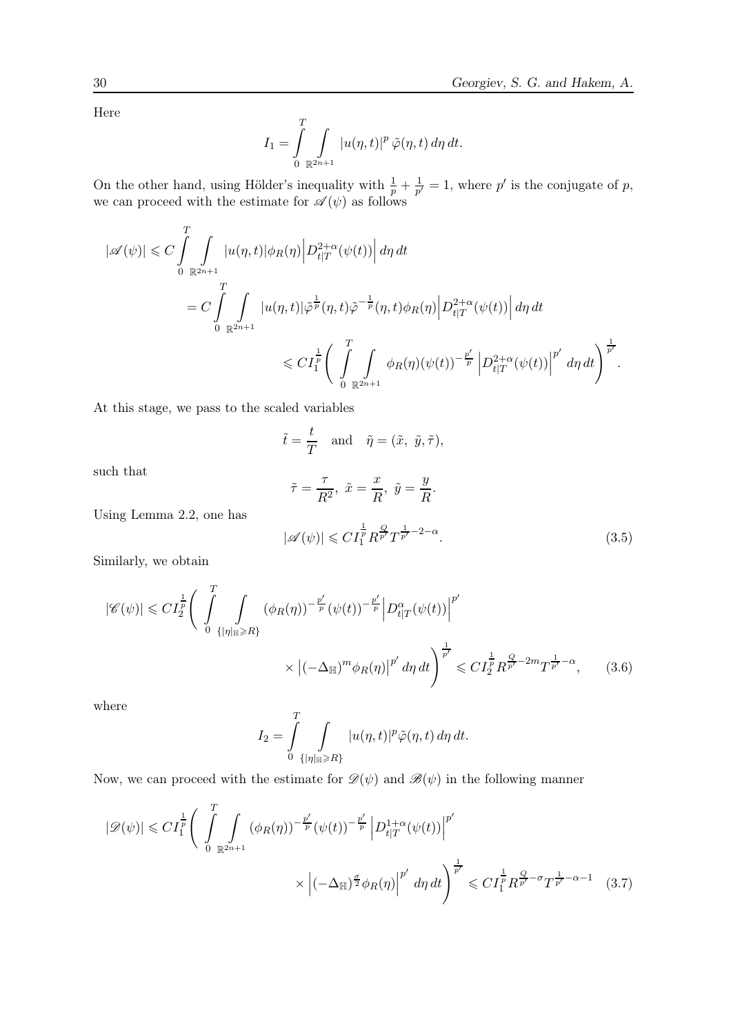Here

$$I_1 = \int_0^T \int_{\mathbb{R}^{2n+1}} |u(\eta,t)|^p \, \tilde{\varphi}(\eta,t)\, d\eta\, dt.$$

On the other hand, using Hölder's inequality with $\frac{1}{p} + \frac{1}{p'} = 1$, where $p'$ is the conjugate of $p$, we can proceed with the estimate for $\mathscr{A}(\psi)$ as follows

$$\begin{aligned}
|\mathscr{A}(\psi)| &\leqslant C \int_0^T \int_{\mathbb{R}^{2n+1}} |u(\eta,t)| \phi_R(\eta) \Big| D_{t|T}^{2+\alpha}(\psi(t)) \Big| \, d\eta\, dt \\
&= C \int_0^T \int_{\mathbb{R}^{2n+1}} |u(\eta,t)| \tilde{\varphi}^{\frac{1}{p}}(\eta,t) \tilde{\varphi}^{-\frac{1}{p}}(\eta,t) \phi_R(\eta) \Big| D_{t|T}^{2+\alpha}(\psi(t)) \Big| \, d\eta\, dt \\
&\leqslant C I_1^{\frac{1}{p}} \Bigg( \int_0^T \int_{\mathbb{R}^{2n+1}} \phi_R(\eta) (\psi(t))^{-\frac{p'}{p}} \Big| D_{t|T}^{2+\alpha}(\psi(t)) \Big|^{p'} \, d\eta\, dt \Bigg)^{\frac{1}{p'}}.
\end{aligned}$$

At this stage, we pass to the scaled variables

$$\tilde{t} = \frac{t}{T} \quad \text{and} \quad \tilde{\eta} = (\tilde{x},\ \tilde{y}, \tilde{\tau}),$$

such that

$$\tilde{\tau} = \frac{\tau}{R^2},\ \tilde{x} = \frac{x}{R},\ \tilde{y} = \frac{y}{R}.$$

Using Lemma 2.2, one has

$$|\mathscr{A}(\psi)| \leqslant C I_1^{\frac{1}{p}} R^{\frac{Q}{p'}} T^{\frac{1}{p'} - 2 - \alpha}. \tag{3.5}$$

Similarly, we obtain

$$\begin{aligned}
|\mathscr{C}(\psi)| \leqslant C I_2^{\frac{1}{p}} \Bigg( \int_0^T \int_{\{|\eta|_{\mathbb{H}} \geqslant R\}} & (\phi_R(\eta))^{-\frac{p'}{p}} (\psi(t))^{-\frac{p'}{p}} \Big| D_{t|T}^{\alpha}(\psi(t)) \Big|^{p'} \\
& \times \big| (-\Delta_{\mathbb{H}})^m \phi_R(\eta) \big|^{p'} \, d\eta\, dt \Bigg)^{\frac{1}{p'}} \leqslant C I_2^{\frac{1}{p}} R^{\frac{Q}{p'} - 2m} T^{\frac{1}{p'} - \alpha},
\end{aligned} \tag{3.6}$$

where

$$I_2 = \int_0^T \int_{\{|\eta|_{\mathbb{H}} \geqslant R\}} |u(\eta,t)|^p \tilde{\varphi}(\eta,t)\, d\eta\, dt.$$

Now, we can proceed with the estimate for $\mathscr{D}(\psi)$ and $\mathscr{B}(\psi)$ in the following manner

$$\begin{aligned}
|\mathscr{D}(\psi)| \leqslant C I_1^{\frac{1}{p}} \Bigg( \int_0^T \int_{\mathbb{R}^{2n+1}} & (\phi_R(\eta))^{-\frac{p'}{p}} (\psi(t))^{-\frac{p'}{p}} \Big| D_{t|T}^{1+\alpha}(\psi(t)) \Big|^{p'} \\
& \times \Big| (-\Delta_{\mathbb{H}})^{\frac{\sigma}{2}} \phi_R(\eta) \Big|^{p'} \, d\eta\, dt \Bigg)^{\frac{1}{p'}} \leqslant C I_1^{\frac{1}{p}} R^{\frac{Q}{p'} - \sigma} T^{\frac{1}{p'} - \alpha - 1}
\end{aligned} \tag{3.7}$$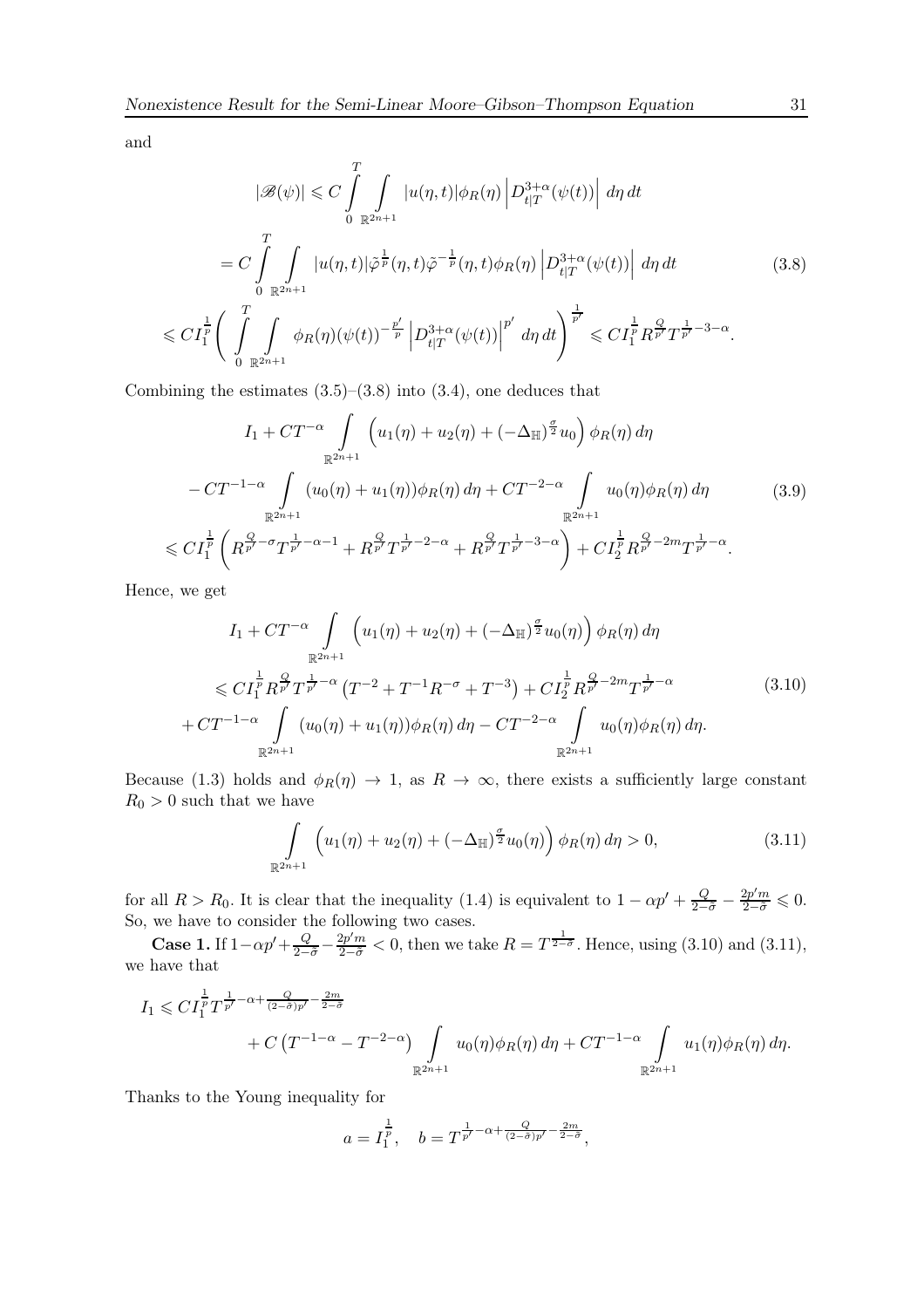and

$$
\begin{aligned}
|\mathscr{B}(\psi)| &\leqslant C \int\limits_0^T \int\limits_{\mathbb{R}^{2n+1}} |u(\eta,t)| \phi_R(\eta) \left| D_{t|T}^{3+\alpha}(\psi(t)) \right| \, d\eta \, dt \\
&= C \int\limits_0^T \int\limits_{\mathbb{R}^{2n+1}} |u(\eta,t)| \tilde{\varphi}^{\frac{1}{p}}(\eta,t) \tilde{\varphi}^{-\frac{1}{p}}(\eta,t) \phi_R(\eta) \left| D_{t|T}^{3+\alpha}(\psi(t)) \right| \, d\eta \, dt \qquad (3.8) \\
&\leqslant C I_1^{\frac{1}{p}} \Bigg( \int\limits_0^T \int\limits_{\mathbb{R}^{2n+1}} \phi_R(\eta) (\psi(t))^{-\frac{p'}{p}} \left| D_{t|T}^{3+\alpha}(\psi(t)) \right|^{p'} \, d\eta \, dt \Bigg)^{\frac{1}{p'}} \leqslant C I_1^{\frac{1}{p}} R^{\frac{Q}{p'}} T^{\frac{1}{p'}-3-\alpha}.
\end{aligned}
$$

Combining the estimates (3.5)–(3.8) into (3.4), one deduces that

$$
\begin{aligned}
&I_1 + C T^{-\alpha} \int\limits_{\mathbb{R}^{2n+1}} \left( u_1(\eta) + u_2(\eta) + (-\Delta_{\mathbb{H}})^{\frac{\sigma}{2}} u_0 \right) \phi_R(\eta) \, d\eta \\
&\quad - C T^{-1-\alpha} \int\limits_{\mathbb{R}^{2n+1}} (u_0(\eta) + u_1(\eta)) \phi_R(\eta) \, d\eta + C T^{-2-\alpha} \int\limits_{\mathbb{R}^{2n+1}} u_0(\eta) \phi_R(\eta) \, d\eta \qquad (3.9) \\
&\leqslant C I_1^{\frac{1}{p}} \left( R^{\frac{Q}{p'}-\sigma} T^{\frac{1}{p'}-\alpha-1} + R^{\frac{Q}{p'}} T^{\frac{1}{p'}-2-\alpha} + R^{\frac{Q}{p'}} T^{\frac{1}{p'}-3-\alpha} \right) + C I_2^{\frac{1}{p}} R^{\frac{Q}{p'}-2m} T^{\frac{1}{p'}-\alpha}.
\end{aligned}
$$

Hence, we get

$$
\begin{aligned}
&I_1 + C T^{-\alpha} \int\limits_{\mathbb{R}^{2n+1}} \left( u_1(\eta) + u_2(\eta) + (-\Delta_{\mathbb{H}})^{\frac{\sigma}{2}} u_0(\eta) \right) \phi_R(\eta) \, d\eta \\
&\leqslant C I_1^{\frac{1}{p}} R^{\frac{Q}{p'}} T^{\frac{1}{p'}-\alpha} \left( T^{-2} + T^{-1} R^{-\sigma} + T^{-3} \right) + C I_2^{\frac{1}{p}} R^{\frac{Q}{p'}-2m} T^{\frac{1}{p'}-\alpha} \qquad (3.10) \\
&\quad + C T^{-1-\alpha} \int\limits_{\mathbb{R}^{2n+1}} (u_0(\eta) + u_1(\eta)) \phi_R(\eta) \, d\eta - C T^{-2-\alpha} \int\limits_{\mathbb{R}^{2n+1}} u_0(\eta) \phi_R(\eta) \, d\eta.
\end{aligned}
$$

Because (1.3) holds and $\phi_R(\eta) \to 1$, as $R \to \infty$, there exists a sufficiently large constant $R_0 > 0$ such that we have

$$
\int\limits_{\mathbb{R}^{2n+1}} \left( u_1(\eta) + u_2(\eta) + (-\Delta_{\mathbb{H}})^{\frac{\sigma}{2}} u_0(\eta) \right) \phi_R(\eta) \, d\eta > 0, \qquad (3.11)
$$

for all $R > R_0$. It is clear that the inequality (1.4) is equivalent to $1 - \alpha p' + \frac{Q}{2-\tilde{\sigma}} - \frac{2p'm}{2-\tilde{\sigma}} \leqslant 0$. So, we have to consider the following two cases.

**Case 1.** If $1 - \alpha p' + \frac{Q}{2-\tilde{\sigma}} - \frac{2p'm}{2-\tilde{\sigma}} < 0$, then we take $R = T^{\frac{1}{2-\tilde{\sigma}}}$. Hence, using (3.10) and (3.11), we have that

$$
\begin{aligned}
I_1 &\leqslant C I_1^{\frac{1}{p}} T^{\frac{1}{p'}-\alpha+\frac{Q}{(2-\tilde{\sigma})p'}-\frac{2m}{2-\tilde{\sigma}}} \\
&\quad + C \left( T^{-1-\alpha} - T^{-2-\alpha} \right) \int\limits_{\mathbb{R}^{2n+1}} u_0(\eta) \phi_R(\eta) \, d\eta + C T^{-1-\alpha} \int\limits_{\mathbb{R}^{2n+1}} u_1(\eta) \phi_R(\eta) \, d\eta.
\end{aligned}
$$

Thanks to the Young inequality for

$$
a = I_1^{\frac{1}{p}}, \quad b = T^{\frac{1}{p'}-\alpha+\frac{Q}{(2-\tilde{\sigma})p'}-\frac{2m}{2-\tilde{\sigma}}},
$$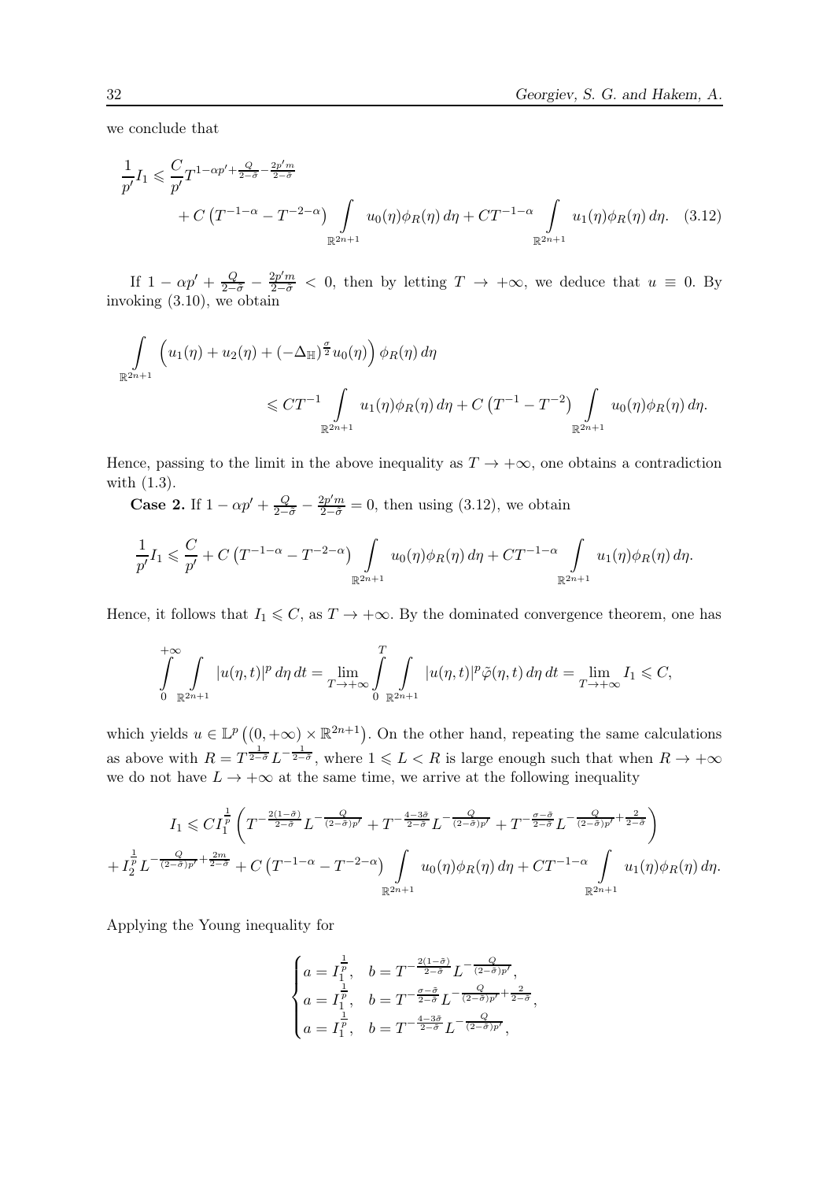we conclude that

$$
\begin{aligned}
\frac{1}{p'} I_1 \leqslant \frac{C}{p'} T^{1-\alpha p' + \frac{Q}{2-\tilde{\sigma}} - \frac{2p'm}{2-\tilde{\sigma}}} \\
+ C\left(T^{-1-\alpha} - T^{-2-\alpha}\right) \int\limits_{\mathbb{R}^{2n+1}} u_0(\eta)\phi_R(\eta)\, d\eta + CT^{-1-\alpha} \int\limits_{\mathbb{R}^{2n+1}} u_1(\eta)\phi_R(\eta)\, d\eta. \quad (3.12)
\end{aligned}
$$

If $1 - \alpha p' + \frac{Q}{2-\tilde{\sigma}} - \frac{2p'm}{2-\tilde{\sigma}} < 0$, then by letting $T \to +\infty$, we deduce that $u \equiv 0$. By invoking (3.10), we obtain

$$
\begin{aligned}
&\int\limits_{\mathbb{R}^{2n+1}} \left( u_1(\eta) + u_2(\eta) + (-\Delta_{\mathbb{H}})^{\frac{\sigma}{2}} u_0(\eta) \right) \phi_R(\eta)\, d\eta \\
&\qquad\qquad \leqslant CT^{-1} \int\limits_{\mathbb{R}^{2n+1}} u_1(\eta)\phi_R(\eta)\, d\eta + C\left(T^{-1} - T^{-2}\right) \int\limits_{\mathbb{R}^{2n+1}} u_0(\eta)\phi_R(\eta)\, d\eta.
\end{aligned}
$$

Hence, passing to the limit in the above inequality as $T \to +\infty$, one obtains a contradiction with (1.3).

**Case 2.** If $1 - \alpha p' + \frac{Q}{2-\tilde{\sigma}} - \frac{2p'm}{2-\tilde{\sigma}} = 0$, then using (3.12), we obtain

$$
\frac{1}{p'} I_1 \leqslant \frac{C}{p'} + C\left(T^{-1-\alpha} - T^{-2-\alpha}\right) \int\limits_{\mathbb{R}^{2n+1}} u_0(\eta)\phi_R(\eta)\, d\eta + CT^{-1-\alpha} \int\limits_{\mathbb{R}^{2n+1}} u_1(\eta)\phi_R(\eta)\, d\eta.
$$

Hence, it follows that $I_1 \leqslant C$, as $T \to +\infty$. By the dominated convergence theorem, one has

$$
\int\limits_0^{+\infty} \int\limits_{\mathbb{R}^{2n+1}} |u(\eta,t)|^p\, d\eta\, dt = \lim_{T\to+\infty} \int\limits_0^T \int\limits_{\mathbb{R}^{2n+1}} |u(\eta,t)|^p \tilde{\varphi}(\eta,t)\, d\eta\, dt = \lim_{T\to+\infty} I_1 \leqslant C,
$$

which yields $u \in \mathbb{L}^p\left((0,+\infty) \times \mathbb{R}^{2n+1}\right)$. On the other hand, repeating the same calculations as above with $R = T^{\frac{1}{2-\tilde{\sigma}}} L^{-\frac{1}{2-\tilde{\sigma}}}$, where $1 \leqslant L < R$ is large enough such that when $R \to +\infty$ we do not have $L \to +\infty$ at the same time, we arrive at the following inequality

$$
\begin{aligned}
I_1 \leqslant C I_1^{\frac{1}{p}} \left( T^{-\frac{2(1-\tilde{\sigma})}{2-\tilde{\sigma}}} L^{-\frac{Q}{(2-\tilde{\sigma})p'}} + T^{-\frac{4-3\tilde{\sigma}}{2-\tilde{\sigma}}} L^{-\frac{Q}{(2-\tilde{\sigma})p'}} + T^{-\frac{\sigma-\tilde{\sigma}}{2-\tilde{\sigma}}} L^{-\frac{Q}{(2-\tilde{\sigma})p'} + \frac{2}{2-\tilde{\sigma}}} \right) \\
+ I_2^{\frac{1}{p}} L^{-\frac{Q}{(2-\tilde{\sigma})p'} + \frac{2m}{2-\tilde{\sigma}}} + C\left(T^{-1-\alpha} - T^{-2-\alpha}\right) \int\limits_{\mathbb{R}^{2n+1}} u_0(\eta)\phi_R(\eta)\, d\eta + CT^{-1-\alpha} \int\limits_{\mathbb{R}^{2n+1}} u_1(\eta)\phi_R(\eta)\, d\eta.
\end{aligned}
$$

Applying the Young inequality for

$$
\begin{cases}
a = I_1^{\frac{1}{p}}, & b = T^{-\frac{2(1-\tilde{\sigma})}{2-\tilde{\sigma}}} L^{-\frac{Q}{(2-\tilde{\sigma})p'}}, \\
a = I_1^{\frac{1}{p}}, & b = T^{-\frac{\sigma-\tilde{\sigma}}{2-\tilde{\sigma}}} L^{-\frac{Q}{(2-\tilde{\sigma})p'} + \frac{2}{2-\tilde{\sigma}}}, \\
a = I_1^{\frac{1}{p}}, & b = T^{-\frac{4-3\tilde{\sigma}}{2-\tilde{\sigma}}} L^{-\frac{Q}{(2-\tilde{\sigma})p'}},
\end{cases}
$$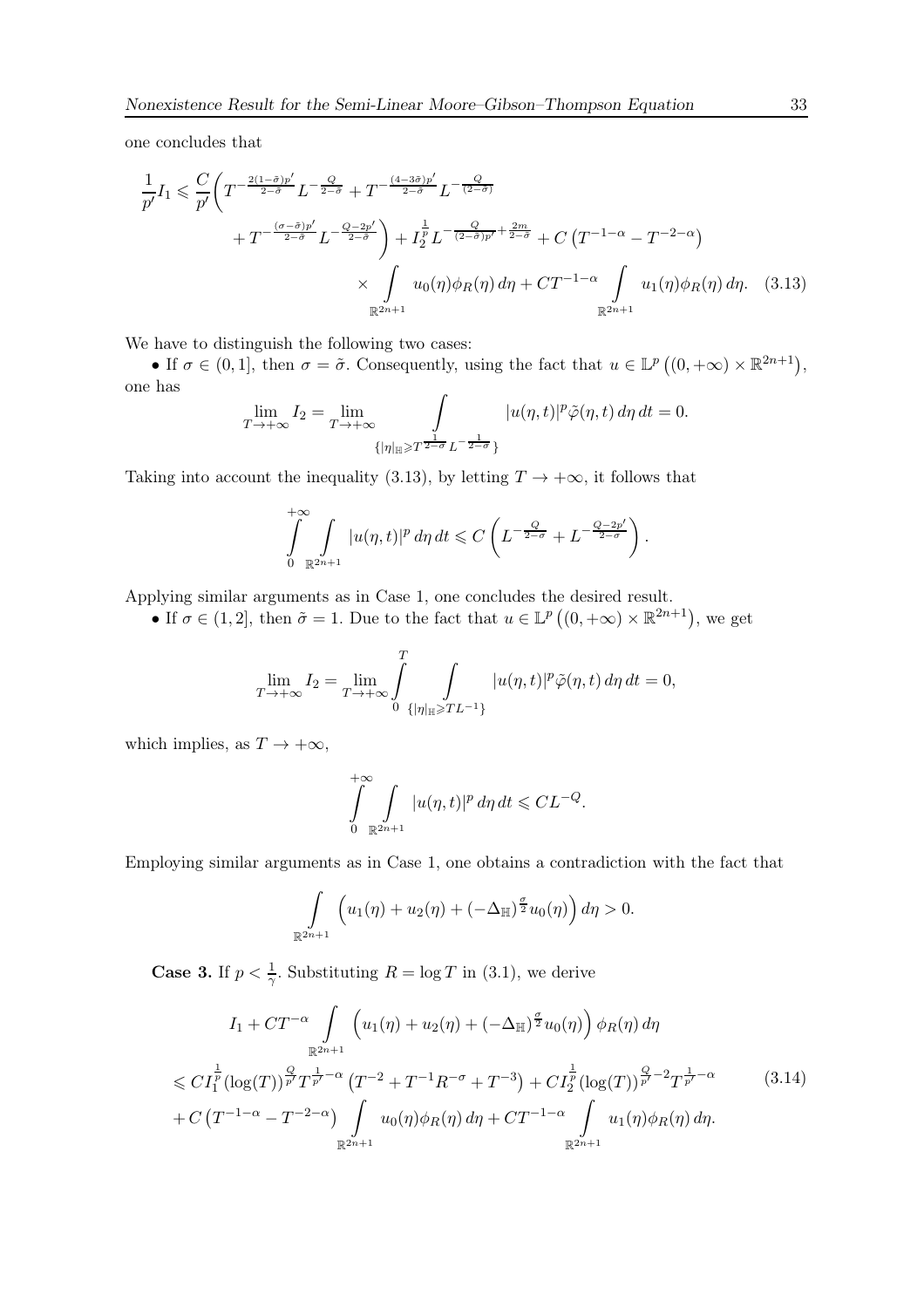one concludes that

$$
\begin{aligned}
\frac{1}{p'}I_1 \leqslant \frac{C}{p'}\bigg( & T^{-\frac{2(1-\tilde{\sigma})p'}{2-\tilde{\sigma}}} L^{-\frac{Q}{2-\tilde{\sigma}}} + T^{-\frac{(4-3\tilde{\sigma})p'}{2-\tilde{\sigma}}} L^{-\frac{Q}{(2-\tilde{\sigma})}} \\
& + T^{-\frac{(\sigma-\tilde{\sigma})p'}{2-\tilde{\sigma}}} L^{-\frac{Q-2p'}{2-\tilde{\sigma}}} \bigg) + I_2^{\frac{1}{p}} L^{-\frac{Q}{(2-\tilde{\sigma})p'}+\frac{2m}{2-\tilde{\sigma}}} + C\left(T^{-1-\alpha} - T^{-2-\alpha}\right) \\
& \times \int\limits_{\mathbb{R}^{2n+1}} u_0(\eta)\phi_R(\eta)\, d\eta + CT^{-1-\alpha} \int\limits_{\mathbb{R}^{2n+1}} u_1(\eta)\phi_R(\eta)\, d\eta. \quad (3.13)
\end{aligned}
$$

We have to distinguish the following two cases:

• If $\sigma \in (0,1]$, then $\sigma = \tilde{\sigma}$. Consequently, using the fact that $u \in \mathbb{L}^p\left((0,+\infty) \times \mathbb{R}^{2n+1}\right)$, one has

$$
\lim_{T\to+\infty} I_2 = \lim_{T\to+\infty} \int\limits_{\{|\eta|_{\mathbb{H}} \geqslant T^{\frac{1}{2-\sigma}} L^{-\frac{1}{2-\sigma}}\}} |u(\eta,t)|^p \tilde{\varphi}(\eta,t)\, d\eta\, dt = 0.
$$

Taking into account the inequality (3.13), by letting $T \to +\infty$, it follows that

$$
\int\limits_0^{+\infty} \int\limits_{\mathbb{R}^{2n+1}} |u(\eta,t)|^p\, d\eta\, dt \leqslant C\left(L^{-\frac{Q}{2-\sigma}} + L^{-\frac{Q-2p'}{2-\sigma}}\right).
$$

Applying similar arguments as in Case 1, one concludes the desired result.

• If $\sigma \in (1,2]$, then $\tilde{\sigma} = 1$. Due to the fact that $u \in \mathbb{L}^p\left((0,+\infty) \times \mathbb{R}^{2n+1}\right)$, we get

$$
\lim_{T\to+\infty} I_2 = \lim_{T\to+\infty} \int\limits_0^T \int\limits_{\{|\eta|_{\mathbb{H}} \geqslant TL^{-1}\}} |u(\eta,t)|^p \tilde{\varphi}(\eta,t)\, d\eta\, dt = 0,
$$

which implies, as $T \to +\infty$,

$$
\int\limits_0^{+\infty} \int\limits_{\mathbb{R}^{2n+1}} |u(\eta,t)|^p\, d\eta\, dt \leqslant CL^{-Q}.
$$

Employing similar arguments as in Case 1, one obtains a contradiction with the fact that

$$
\int\limits_{\mathbb{R}^{2n+1}} \left(u_1(\eta) + u_2(\eta) + (-\Delta_{\mathbb{H}})^{\frac{\sigma}{2}} u_0(\eta)\right) d\eta > 0.
$$

**Case 3.** If $p < \frac{1}{\gamma}$. Substituting $R = \log T$ in (3.1), we derive

$$
\begin{aligned}
& I_1 + CT^{-\alpha} \int\limits_{\mathbb{R}^{2n+1}} \left(u_1(\eta) + u_2(\eta) + (-\Delta_{\mathbb{H}})^{\frac{\sigma}{2}} u_0(\eta)\right) \phi_R(\eta)\, d\eta \\
& \leqslant CI_1^{\frac{1}{p}} (\log(T))^{\frac{Q}{p'}} T^{\frac{1}{p'}-\alpha} \left(T^{-2} + T^{-1}R^{-\sigma} + T^{-3}\right) + CI_2^{\frac{1}{p}} (\log(T))^{\frac{Q}{p'}-2} T^{\frac{1}{p'}-\alpha} \qquad (3.14) \\
& + C\left(T^{-1-\alpha} - T^{-2-\alpha}\right) \int\limits_{\mathbb{R}^{2n+1}} u_0(\eta)\phi_R(\eta)\, d\eta + CT^{-1-\alpha} \int\limits_{\mathbb{R}^{2n+1}} u_1(\eta)\phi_R(\eta)\, d\eta.
\end{aligned}
$$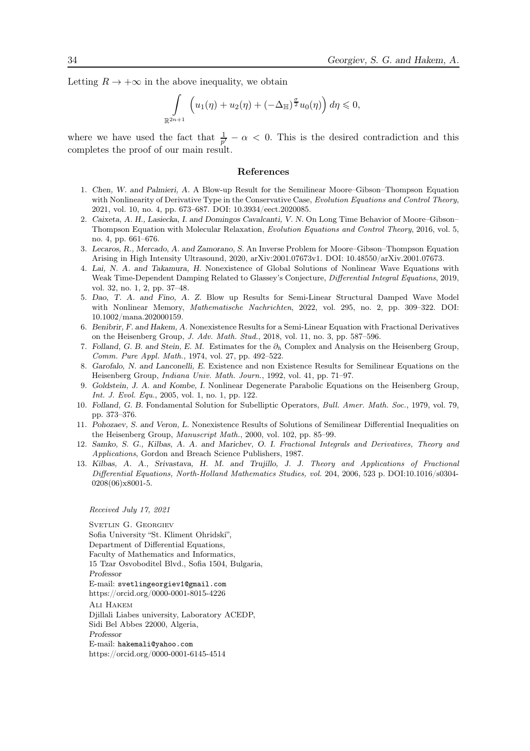Letting $R \to +\infty$ in the above inequality, we obtain

$$\int\limits_{\mathbb{R}^{2n+1}} \left( u_1(\eta) + u_2(\eta) + (-\Delta_{\mathbb{H}})^{\frac{\sigma}{2}} u_0(\eta) \right) d\eta \leqslant 0,$$

where we have used the fact that $\frac{1}{p'} - \alpha < 0$. This is the desired contradiction and this completes the proof of our main result.

## References

1. *Chen, W. and Palmieri, A.* A Blow-up Result for the Semilinear Moore–Gibson–Thompson Equation with Nonlinearity of Derivative Type in the Conservative Case, *Evolution Equations and Control Theory*, 2021, vol. 10, no. 4, pp. 673–687. DOI: 10.3934/eect.2020085.
2. *Caixeta, A. H., Lasiecka, I. and Domingos Cavalcanti, V. N.* On Long Time Behavior of Moore–Gibson–Thompson Equation with Molecular Relaxation, *Evolution Equations and Control Theory*, 2016, vol. 5, no. 4, pp. 661–676.
3. *Lecaros, R., Mercado, A. and Zamorano, S.* An Inverse Problem for Moore–Gibson–Thompson Equation Arising in High Intensity Ultrasound, 2020, arXiv:2001.07673v1. DOI: 10.48550/arXiv.2001.07673.
4. *Lai, N. A. and Takamura, H.* Nonexistence of Global Solutions of Nonlinear Wave Equations with Weak Time-Dependent Damping Related to Glassey's Conjecture, *Differential Integral Equations*, 2019, vol. 32, no. 1, 2, pp. 37–48.
5. *Dao, T. A. and Fino, A. Z.* Blow up Results for Semi-Linear Structural Damped Wave Model with Nonlinear Memory, *Mathematische Nachrichten*, 2022, vol. 295, no. 2, pp. 309–322. DOI: 10.1002/mana.202000159.
6. *Benibrir, F. and Hakem, A.* Nonexistence Results for a Semi-Linear Equation with Fractional Derivatives on the Heisenberg Group, *J. Adv. Math. Stud.*, 2018, vol. 11, no. 3, pp. 587–596.
7. *Folland, G. B. and Stein, E. M.* Estimates for the $\partial_h$ Complex and Analysis on the Heisenberg Group, *Comm. Pure Appl. Math.*, 1974, vol. 27, pp. 492–522.
8. *Garofalo, N. and Lanconelli, E.* Existence and non Existence Results for Semilinear Equations on the Heisenberg Group, *Indiana Univ. Math. Journ.*, 1992, vol. 41, pp. 71–97.
9. *Goldstein, J. A. and Kombe, I.* Nonlinear Degenerate Parabolic Equations on the Heisenberg Group, *Int. J. Evol. Equ.*, 2005, vol. 1, no. 1, pp. 122.
10. *Folland, G. B.* Fondamental Solution for Subelliptic Operators, *Bull. Amer. Math. Soc.*, 1979, vol. 79, pp. 373–376.
11. *Pohozaev, S. and Veron, L.* Nonexistence Results of Solutions of Semilinear Differential Inequalities on the Heisenberg Group, *Manuscript Math.*, 2000, vol. 102, pp. 85–99.
12. *Samko, S. G., Kilbas, A. A. and Marichev, O. I. Fractional Integrals and Derivatives, Theory and Applications*, Gordon and Breach Science Publishers, 1987.
13. *Kilbas, A. A., Srivastava, H. M. and Trujillo, J. J. Theory and Applications of Fractional Differential Equations, North-Holland Mathematics Studies, vol.* 204, 2006, 523 p. DOI:10.1016/s0304-0208(06)x8001-5.

*Received July 17, 2021*

Svetlin G. Georgiev
Sofia University "St. Kliment Ohridski",
Department of Differential Equations,
Faculty of Mathematics and Informatics,
15 Tzar Osvoboditel Blvd., Sofia 1504, Bulgaria,
*Professor*
E-mail: svetlingeorgiev1@gmail.com
https://orcid.org/0000-0001-8015-4226

Ali Hakem
Djillali Liabes university, Laboratory ACEDP,
Sidi Bel Abbes 22000, Algeria,
*Professor*
E-mail: hakemali@yahoo.com
https://orcid.org/0000-0001-6145-4514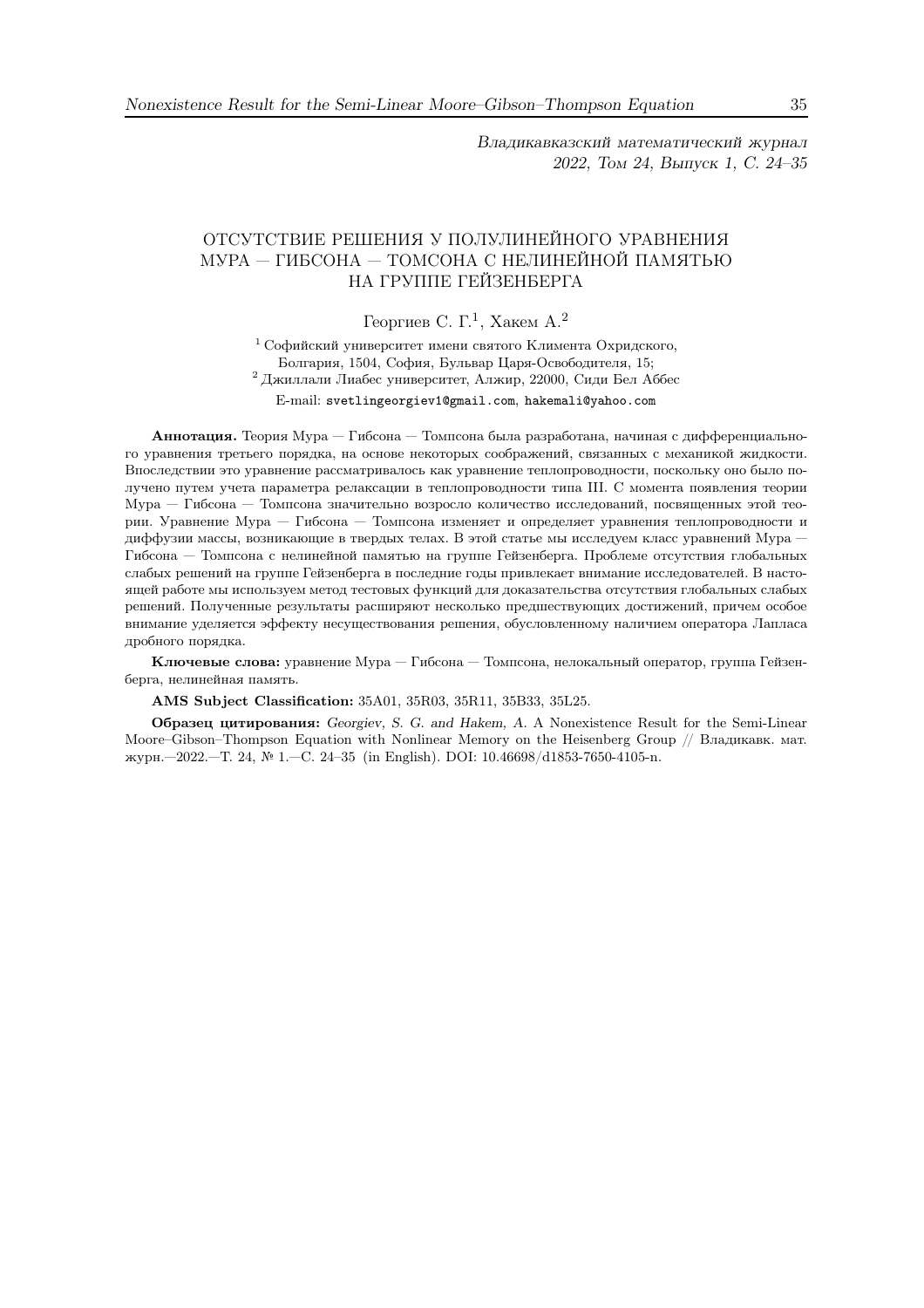*Владикавказский математический журнал*
*2022, Том 24, Выпуск 1, С. 24–35*

# ОТСУТСТВИЕ РЕШЕНИЯ У ПОЛУЛИНЕЙНОГО УРАВНЕНИЯ МУРА — ГИБСОНА — ТОМСОНА С НЕЛИНЕЙНОЙ ПАМЯТЬЮ НА ГРУППЕ ГЕЙЗЕНБЕРГА

Георгиев С. Г.[1], Хакем А.[2]

[1] Софийский университет имени святого Климента Охридского, Болгария, 1504, София, Бульвар Царя-Освободителя, 15;
[2] Джиллали Лиабес университет, Алжир, 22000, Сиди Бел Аббес

E-mail: svetlingeorgiev1@gmail.com, hakemali@yahoo.com

**Аннотация.** Теория Мура — Гибсона — Томпсона была разработана, начиная с дифференциального уравнения третьего порядка, на основе некоторых соображений, связанных с механикой жидкости. Впоследствии это уравнение рассматривалось как уравнение теплопроводности, поскольку оно было получено путем учета параметра релаксации в теплопроводности типа III. С момента появления теории Мура — Гибсона — Томпсона значительно возросло количество исследований, посвященных этой теории. Уравнение Мура — Гибсона — Томпсона изменяет и определяет уравнения теплопроводности и диффузии массы, возникающие в твердых телах. В этой статье мы исследуем класс уравнений Мура — Гибсона — Томпсона с нелинейной памятью на группе Гейзенберга. Проблеме отсутствия глобальных слабых решений на группе Гейзенберга в последние годы привлекает внимание исследователей. В настоящей работе мы используем метод тестовых функций для доказательства отсутствия глобальных слабых решений. Полученные результаты расширяют несколько предшествующих достижений, причем особое внимание уделяется эффекту несуществования решения, обусловленному наличием оператора Лапласа дробного порядка.

**Ключевые слова:** уравнение Мура — Гибсона — Томпсона, нелокальный оператор, группа Гейзенберга, нелинейная память.

**AMS Subject Classification:** 35A01, 35R03, 35R11, 35B33, 35L25.

**Образец цитирования:** *Georgiev, S. G. and Hakem, A.* A Nonexistence Result for the Semi-Linear Moore–Gibson–Thompson Equation with Nonlinear Memory on the Heisenberg Group // Владикавк. мат. журн.—2022.—Т. 24, № 1.—С. 24–35 (in English). DOI: 10.46698/d1853-7650-4105-n.